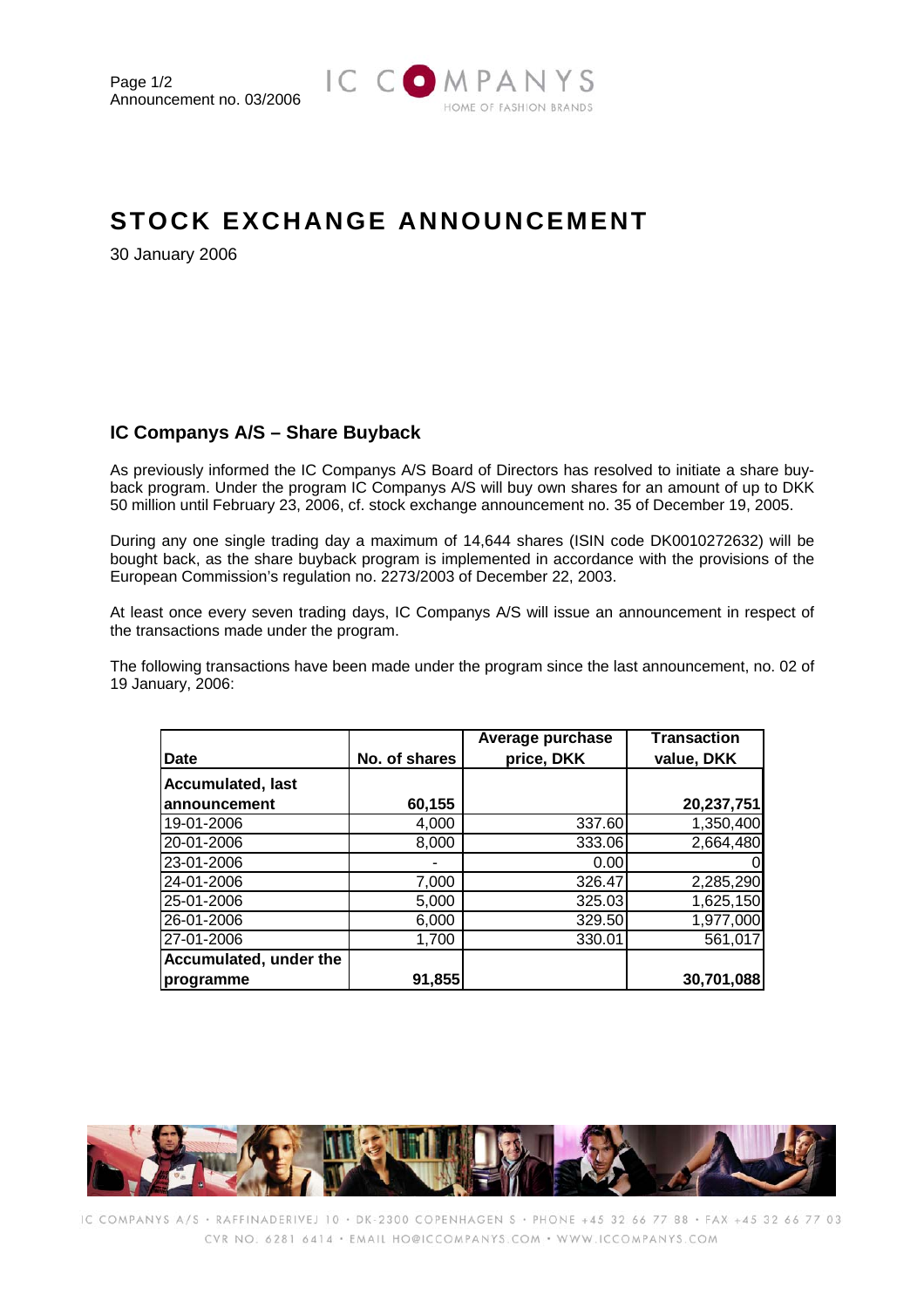# STOCK EXCHANGE ANNOUNCEMENT

Announcement no. 03/2006

30 January 2006

## IC Companys A/S – Share Buyback

As previously informed the IC Companys A/S Board of Directors has resolved to initiate a share buy-back program. Under the program IC Companys A/S will buy own shares for an amount of up to DKK 50 million until February 23, 2006, cf. stock exchange announcement no. 35 of December 19, 2005.

During any one single trading day a maximum of 14,644 shares (ISIN code DK0010272632) will be bought back, as the share buyback program is implemented in accordance with the provisions of the European Commission's regulation no. 2273/2003 of December 22, 2003.

At least once every seven trading days, IC Companys A/S will issue an announcement in respect of the transactions made under the program.

The following transactions have been made under the program since the last announcement, no. 02 of 19 January, 2006:

| Date | No. of shares | Average purchase price, DKK | Transaction value, DKK |
|---|---|---|---|
| **Accumulated, last announcement** | **60,155** | | **20,237,751** |
| 19-01-2006 | 4,000 | 337.60 | 1,350,400 |
| 20-01-2006 | 8,000 | 333.06 | 2,664,480 |
| 23-01-2006 | - | 0.00 | 0 |
| 24-01-2006 | 7,000 | 326.47 | 2,285,290 |
| 25-01-2006 | 5,000 | 325.03 | 1,625,150 |
| 26-01-2006 | 6,000 | 329.50 | 1,977,000 |
| 27-01-2006 | 1,700 | 330.01 | 561,017 |
| **Accumulated, under the programme** | **91,855** | | **30,701,088** |

IC COMPANYS A/S · RAFFINADERIVEJ 10 · DK-2300 COPENHAGEN S · PHONE +45 32 66 77 88 · FAX +45 32 66 77 03
CVR NO. 6281 6414 · EMAIL HO@ICCOMPANYS.COM · WWW.ICCOMPANYS.COM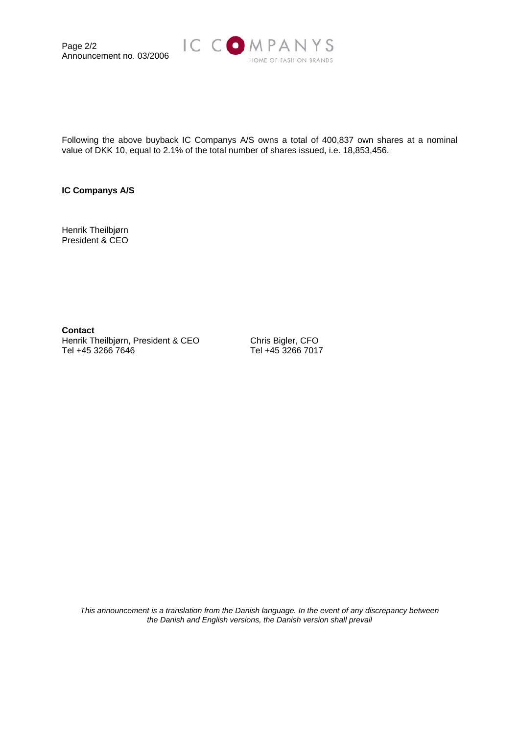Following the above buyback IC Companys A/S owns a total of 400,837 own shares at a nominal value of DKK 10, equal to 2.1% of the total number of shares issued, i.e. 18,853,456.

**IC Companys A/S**

Henrik Theilbjørn
President & CEO

**Contact**

Henrik Theilbjørn, President & CEO
Tel +45 3266 7646

Chris Bigler, CFO
Tel +45 3266 7017

*This announcement is a translation from the Danish language. In the event of any discrepancy between the Danish and English versions, the Danish version shall prevail*